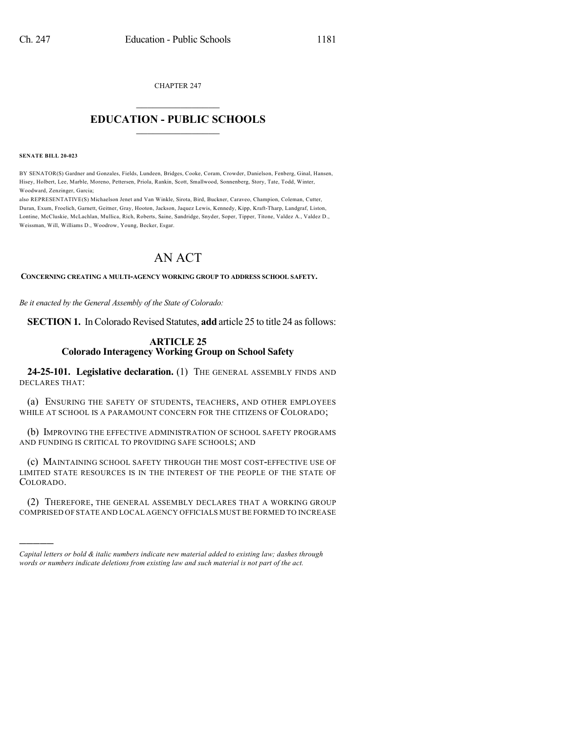CHAPTER 247

# EDUCATION - PUBLIC SCHOOLS

**SENATE BILL 20-023**

BY SENATOR(S) Gardner and Gonzales, Fields, Lundeen, Bridges, Cooke, Coram, Crowder, Danielson, Fenberg, Ginal, Hansen, Hisey, Holbert, Lee, Marble, Moreno, Pettersen, Priola, Rankin, Scott, Smallwood, Sonnenberg, Story, Tate, Todd, Winter, Woodward, Zenzinger, Garcia;

also REPRESENTATIVE(S) Michaelson Jenet and Van Winkle, Sirota, Bird, Buckner, Caraveo, Champion, Coleman, Cutter, Duran, Exum, Froelich, Garnett, Geitner, Gray, Hooton, Jackson, Jaquez Lewis, Kennedy, Kipp, Kraft-Tharp, Landgraf, Liston, Lontine, McCluskie, McLachlan, Mullica, Rich, Roberts, Saine, Sandridge, Snyder, Soper, Tipper, Titone, Valdez A., Valdez D., Weissman, Will, Williams D., Woodrow, Young, Becker, Esgar.

# AN ACT

**CONCERNING CREATING A MULTI-AGENCY WORKING GROUP TO ADDRESS SCHOOL SAFETY.**

*Be it enacted by the General Assembly of the State of Colorado:*

**SECTION 1.** In Colorado Revised Statutes, **add** article 25 to title 24 as follows:

## ARTICLE 25
## Colorado Interagency Working Group on School Safety

**24-25-101. Legislative declaration.** (1) THE GENERAL ASSEMBLY FINDS AND DECLARES THAT:

(a) ENSURING THE SAFETY OF STUDENTS, TEACHERS, AND OTHER EMPLOYEES WHILE AT SCHOOL IS A PARAMOUNT CONCERN FOR THE CITIZENS OF COLORADO;

(b) IMPROVING THE EFFECTIVE ADMINISTRATION OF SCHOOL SAFETY PROGRAMS AND FUNDING IS CRITICAL TO PROVIDING SAFE SCHOOLS; AND

(c) MAINTAINING SCHOOL SAFETY THROUGH THE MOST COST-EFFECTIVE USE OF LIMITED STATE RESOURCES IS IN THE INTEREST OF THE PEOPLE OF THE STATE OF COLORADO.

(2) THEREFORE, THE GENERAL ASSEMBLY DECLARES THAT A WORKING GROUP COMPRISED OF STATE AND LOCAL AGENCY OFFICIALS MUST BE FORMED TO INCREASE

---

*Capital letters or bold & italic numbers indicate new material added to existing law; dashes through words or numbers indicate deletions from existing law and such material is not part of the act.*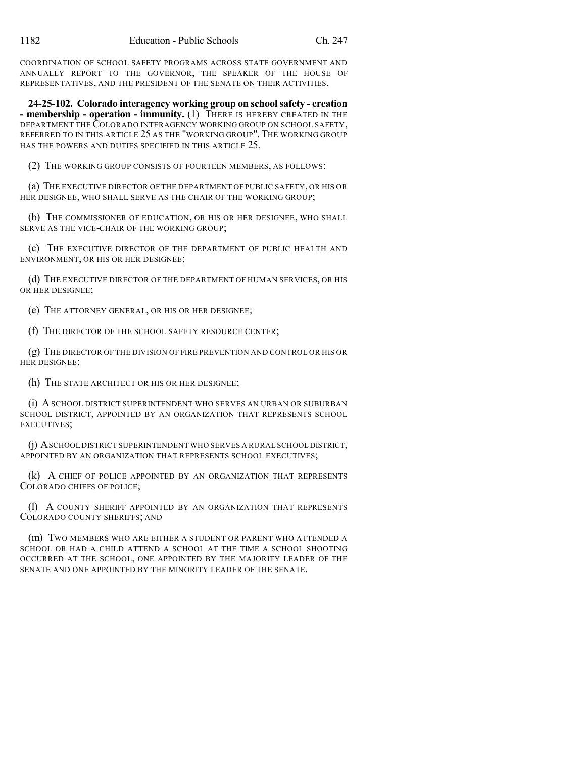COORDINATION OF SCHOOL SAFETY PROGRAMS ACROSS STATE GOVERNMENT AND ANNUALLY REPORT TO THE GOVERNOR, THE SPEAKER OF THE HOUSE OF REPRESENTATIVES, AND THE PRESIDENT OF THE SENATE ON THEIR ACTIVITIES.

**24-25-102. Colorado interagency working group on school safety - creation - membership - operation - immunity.** (1) THERE IS HEREBY CREATED IN THE DEPARTMENT THE COLORADO INTERAGENCY WORKING GROUP ON SCHOOL SAFETY, REFERRED TO IN THIS ARTICLE 25 AS THE "WORKING GROUP". THE WORKING GROUP HAS THE POWERS AND DUTIES SPECIFIED IN THIS ARTICLE 25.

(2) THE WORKING GROUP CONSISTS OF FOURTEEN MEMBERS, AS FOLLOWS:

(a) THE EXECUTIVE DIRECTOR OF THE DEPARTMENT OF PUBLIC SAFETY, OR HIS OR HER DESIGNEE, WHO SHALL SERVE AS THE CHAIR OF THE WORKING GROUP;

(b) THE COMMISSIONER OF EDUCATION, OR HIS OR HER DESIGNEE, WHO SHALL SERVE AS THE VICE-CHAIR OF THE WORKING GROUP;

(c) THE EXECUTIVE DIRECTOR OF THE DEPARTMENT OF PUBLIC HEALTH AND ENVIRONMENT, OR HIS OR HER DESIGNEE;

(d) THE EXECUTIVE DIRECTOR OF THE DEPARTMENT OF HUMAN SERVICES, OR HIS OR HER DESIGNEE;

(e) THE ATTORNEY GENERAL, OR HIS OR HER DESIGNEE;

(f) THE DIRECTOR OF THE SCHOOL SAFETY RESOURCE CENTER;

(g) THE DIRECTOR OF THE DIVISION OF FIRE PREVENTION AND CONTROL OR HIS OR HER DESIGNEE;

(h) THE STATE ARCHITECT OR HIS OR HER DESIGNEE;

(i) A SCHOOL DISTRICT SUPERINTENDENT WHO SERVES AN URBAN OR SUBURBAN SCHOOL DISTRICT, APPOINTED BY AN ORGANIZATION THAT REPRESENTS SCHOOL EXECUTIVES;

(j) A SCHOOL DISTRICT SUPERINTENDENT WHO SERVES A RURAL SCHOOL DISTRICT, APPOINTED BY AN ORGANIZATION THAT REPRESENTS SCHOOL EXECUTIVES;

(k) A CHIEF OF POLICE APPOINTED BY AN ORGANIZATION THAT REPRESENTS COLORADO CHIEFS OF POLICE;

(l) A COUNTY SHERIFF APPOINTED BY AN ORGANIZATION THAT REPRESENTS COLORADO COUNTY SHERIFFS; AND

(m) TWO MEMBERS WHO ARE EITHER A STUDENT OR PARENT WHO ATTENDED A SCHOOL OR HAD A CHILD ATTEND A SCHOOL AT THE TIME A SCHOOL SHOOTING OCCURRED AT THE SCHOOL, ONE APPOINTED BY THE MAJORITY LEADER OF THE SENATE AND ONE APPOINTED BY THE MINORITY LEADER OF THE SENATE.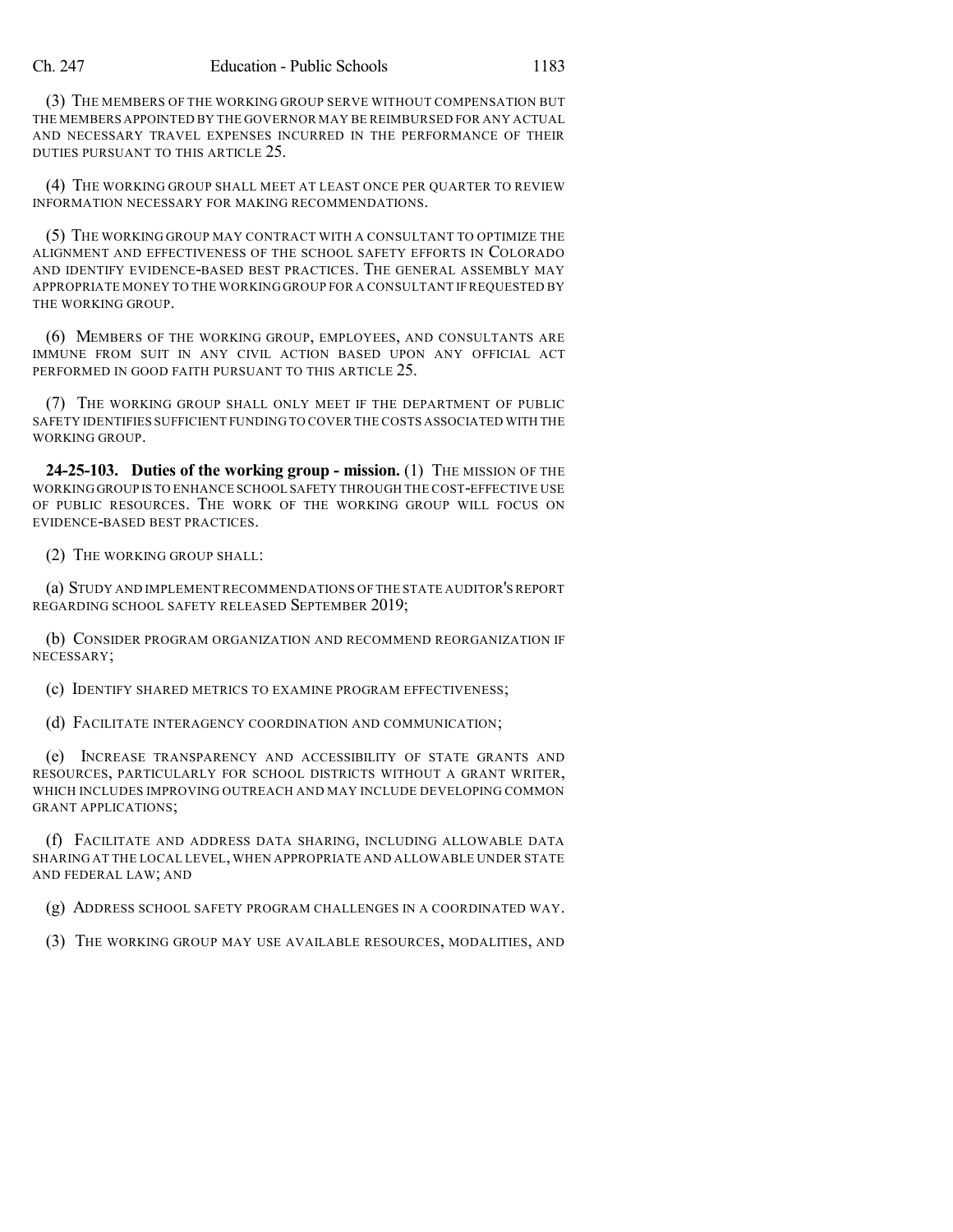(3) THE MEMBERS OF THE WORKING GROUP SERVE WITHOUT COMPENSATION BUT THE MEMBERS APPOINTED BY THE GOVERNOR MAY BE REIMBURSED FOR ANY ACTUAL AND NECESSARY TRAVEL EXPENSES INCURRED IN THE PERFORMANCE OF THEIR DUTIES PURSUANT TO THIS ARTICLE 25.

(4) THE WORKING GROUP SHALL MEET AT LEAST ONCE PER QUARTER TO REVIEW INFORMATION NECESSARY FOR MAKING RECOMMENDATIONS.

(5) THE WORKING GROUP MAY CONTRACT WITH A CONSULTANT TO OPTIMIZE THE ALIGNMENT AND EFFECTIVENESS OF THE SCHOOL SAFETY EFFORTS IN COLORADO AND IDENTIFY EVIDENCE-BASED BEST PRACTICES. THE GENERAL ASSEMBLY MAY APPROPRIATE MONEY TO THE WORKING GROUP FOR A CONSULTANT IF REQUESTED BY THE WORKING GROUP.

(6) MEMBERS OF THE WORKING GROUP, EMPLOYEES, AND CONSULTANTS ARE IMMUNE FROM SUIT IN ANY CIVIL ACTION BASED UPON ANY OFFICIAL ACT PERFORMED IN GOOD FAITH PURSUANT TO THIS ARTICLE 25.

(7) THE WORKING GROUP SHALL ONLY MEET IF THE DEPARTMENT OF PUBLIC SAFETY IDENTIFIES SUFFICIENT FUNDING TO COVER THE COSTS ASSOCIATED WITH THE WORKING GROUP.

**24-25-103. Duties of the working group - mission.** (1) THE MISSION OF THE WORKING GROUP IS TO ENHANCE SCHOOL SAFETY THROUGH THE COST-EFFECTIVE USE OF PUBLIC RESOURCES. THE WORK OF THE WORKING GROUP WILL FOCUS ON EVIDENCE-BASED BEST PRACTICES.

(2) THE WORKING GROUP SHALL:

(a) STUDY AND IMPLEMENT RECOMMENDATIONS OF THE STATE AUDITOR'S REPORT REGARDING SCHOOL SAFETY RELEASED SEPTEMBER 2019;

(b) CONSIDER PROGRAM ORGANIZATION AND RECOMMEND REORGANIZATION IF NECESSARY;

(c) IDENTIFY SHARED METRICS TO EXAMINE PROGRAM EFFECTIVENESS;

(d) FACILITATE INTERAGENCY COORDINATION AND COMMUNICATION;

(e) INCREASE TRANSPARENCY AND ACCESSIBILITY OF STATE GRANTS AND RESOURCES, PARTICULARLY FOR SCHOOL DISTRICTS WITHOUT A GRANT WRITER, WHICH INCLUDES IMPROVING OUTREACH AND MAY INCLUDE DEVELOPING COMMON GRANT APPLICATIONS;

(f) FACILITATE AND ADDRESS DATA SHARING, INCLUDING ALLOWABLE DATA SHARING AT THE LOCAL LEVEL, WHEN APPROPRIATE AND ALLOWABLE UNDER STATE AND FEDERAL LAW; AND

(g) ADDRESS SCHOOL SAFETY PROGRAM CHALLENGES IN A COORDINATED WAY.

(3) THE WORKING GROUP MAY USE AVAILABLE RESOURCES, MODALITIES, AND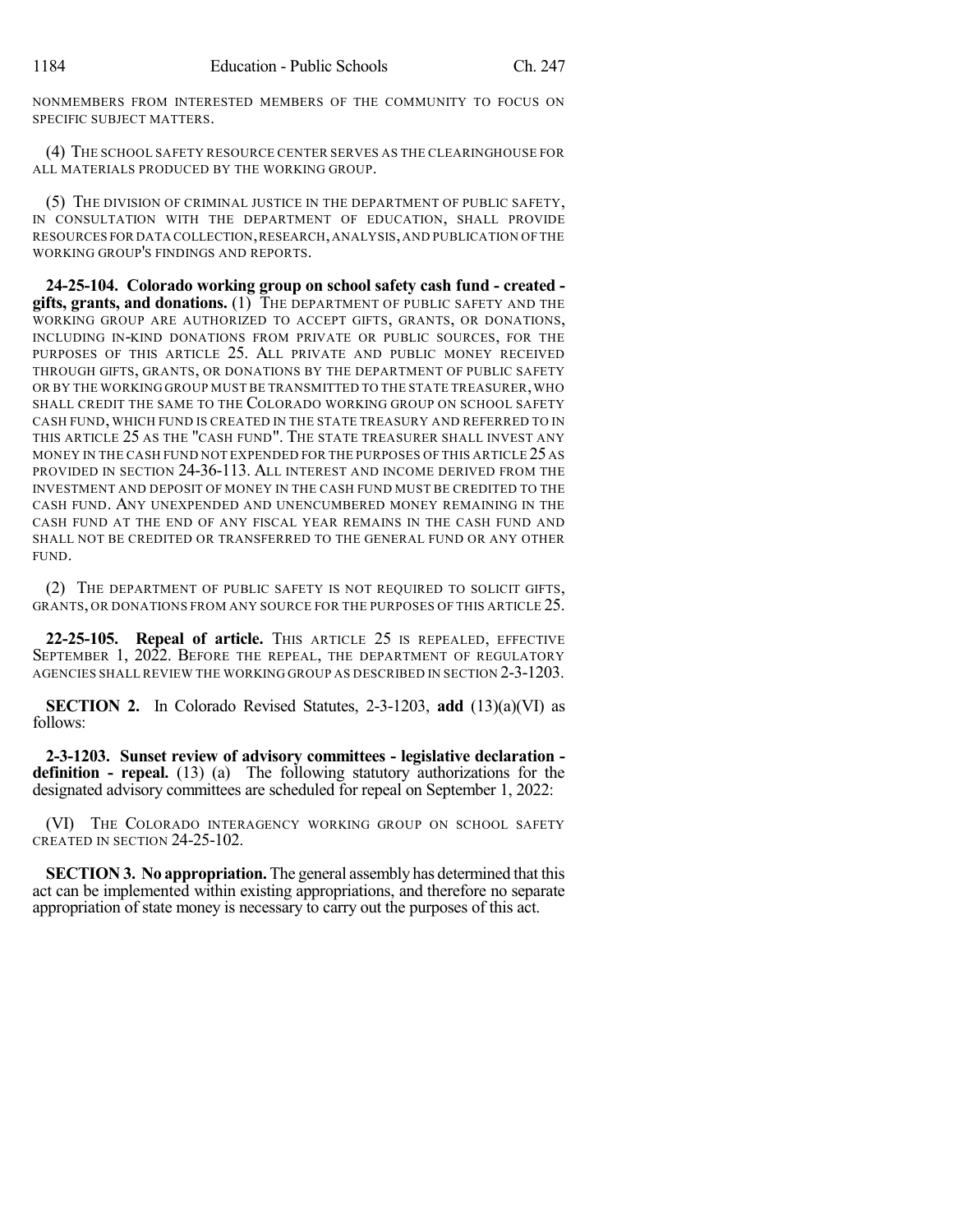NONMEMBERS FROM INTERESTED MEMBERS OF THE COMMUNITY TO FOCUS ON SPECIFIC SUBJECT MATTERS.

(4) THE SCHOOL SAFETY RESOURCE CENTER SERVES AS THE CLEARINGHOUSE FOR ALL MATERIALS PRODUCED BY THE WORKING GROUP.

(5) THE DIVISION OF CRIMINAL JUSTICE IN THE DEPARTMENT OF PUBLIC SAFETY, IN CONSULTATION WITH THE DEPARTMENT OF EDUCATION, SHALL PROVIDE RESOURCES FOR DATA COLLECTION, RESEARCH, ANALYSIS, AND PUBLICATION OF THE WORKING GROUP'S FINDINGS AND REPORTS.

**24-25-104. Colorado working group on school safety cash fund - created - gifts, grants, and donations.** (1) THE DEPARTMENT OF PUBLIC SAFETY AND THE WORKING GROUP ARE AUTHORIZED TO ACCEPT GIFTS, GRANTS, OR DONATIONS, INCLUDING IN-KIND DONATIONS FROM PRIVATE OR PUBLIC SOURCES, FOR THE PURPOSES OF THIS ARTICLE 25. ALL PRIVATE AND PUBLIC MONEY RECEIVED THROUGH GIFTS, GRANTS, OR DONATIONS BY THE DEPARTMENT OF PUBLIC SAFETY OR BY THE WORKING GROUP MUST BE TRANSMITTED TO THE STATE TREASURER, WHO SHALL CREDIT THE SAME TO THE COLORADO WORKING GROUP ON SCHOOL SAFETY CASH FUND, WHICH FUND IS CREATED IN THE STATE TREASURY AND REFERRED TO IN THIS ARTICLE 25 AS THE "CASH FUND". THE STATE TREASURER SHALL INVEST ANY MONEY IN THE CASH FUND NOT EXPENDED FOR THE PURPOSES OF THIS ARTICLE 25 AS PROVIDED IN SECTION 24-36-113. ALL INTEREST AND INCOME DERIVED FROM THE INVESTMENT AND DEPOSIT OF MONEY IN THE CASH FUND MUST BE CREDITED TO THE CASH FUND. ANY UNEXPENDED AND UNENCUMBERED MONEY REMAINING IN THE CASH FUND AT THE END OF ANY FISCAL YEAR REMAINS IN THE CASH FUND AND SHALL NOT BE CREDITED OR TRANSFERRED TO THE GENERAL FUND OR ANY OTHER FUND.

(2) THE DEPARTMENT OF PUBLIC SAFETY IS NOT REQUIRED TO SOLICIT GIFTS, GRANTS, OR DONATIONS FROM ANY SOURCE FOR THE PURPOSES OF THIS ARTICLE 25.

**22-25-105. Repeal of article.** THIS ARTICLE 25 IS REPEALED, EFFECTIVE SEPTEMBER 1, 2022. BEFORE THE REPEAL, THE DEPARTMENT OF REGULATORY AGENCIES SHALL REVIEW THE WORKING GROUP AS DESCRIBED IN SECTION 2-3-1203.

**SECTION 2.** In Colorado Revised Statutes, 2-3-1203, **add** (13)(a)(VI) as follows:

**2-3-1203. Sunset review of advisory committees - legislative declaration - definition - repeal.** (13) (a) The following statutory authorizations for the designated advisory committees are scheduled for repeal on September 1, 2022:

(VI) THE COLORADO INTERAGENCY WORKING GROUP ON SCHOOL SAFETY CREATED IN SECTION 24-25-102.

**SECTION 3. No appropriation.** The general assembly has determined that this act can be implemented within existing appropriations, and therefore no separate appropriation of state money is necessary to carry out the purposes of this act.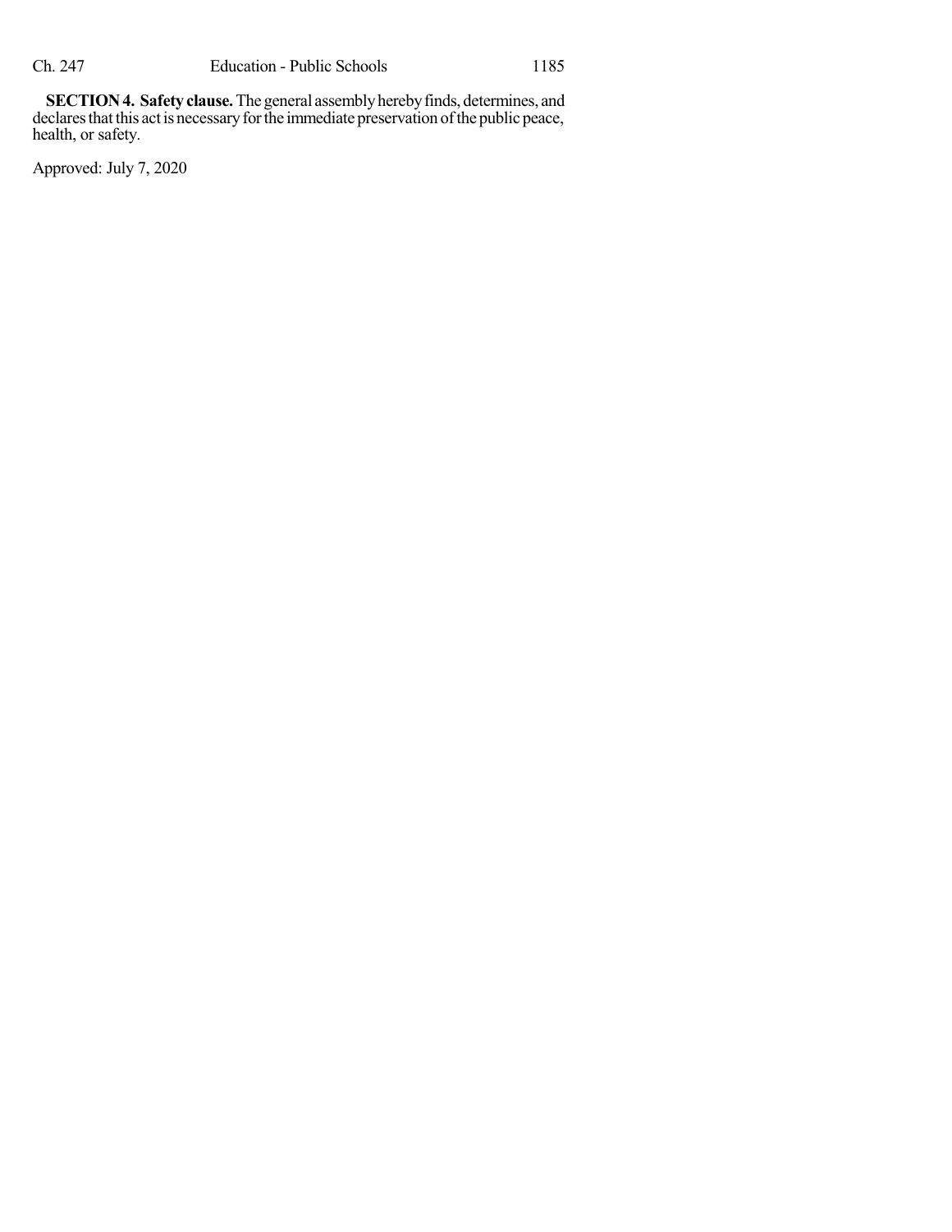**SECTION 4. Safety clause.** The general assembly hereby finds, determines, and declares that this act is necessary for the immediate preservation of the public peace, health, or safety.

Approved: July 7, 2020